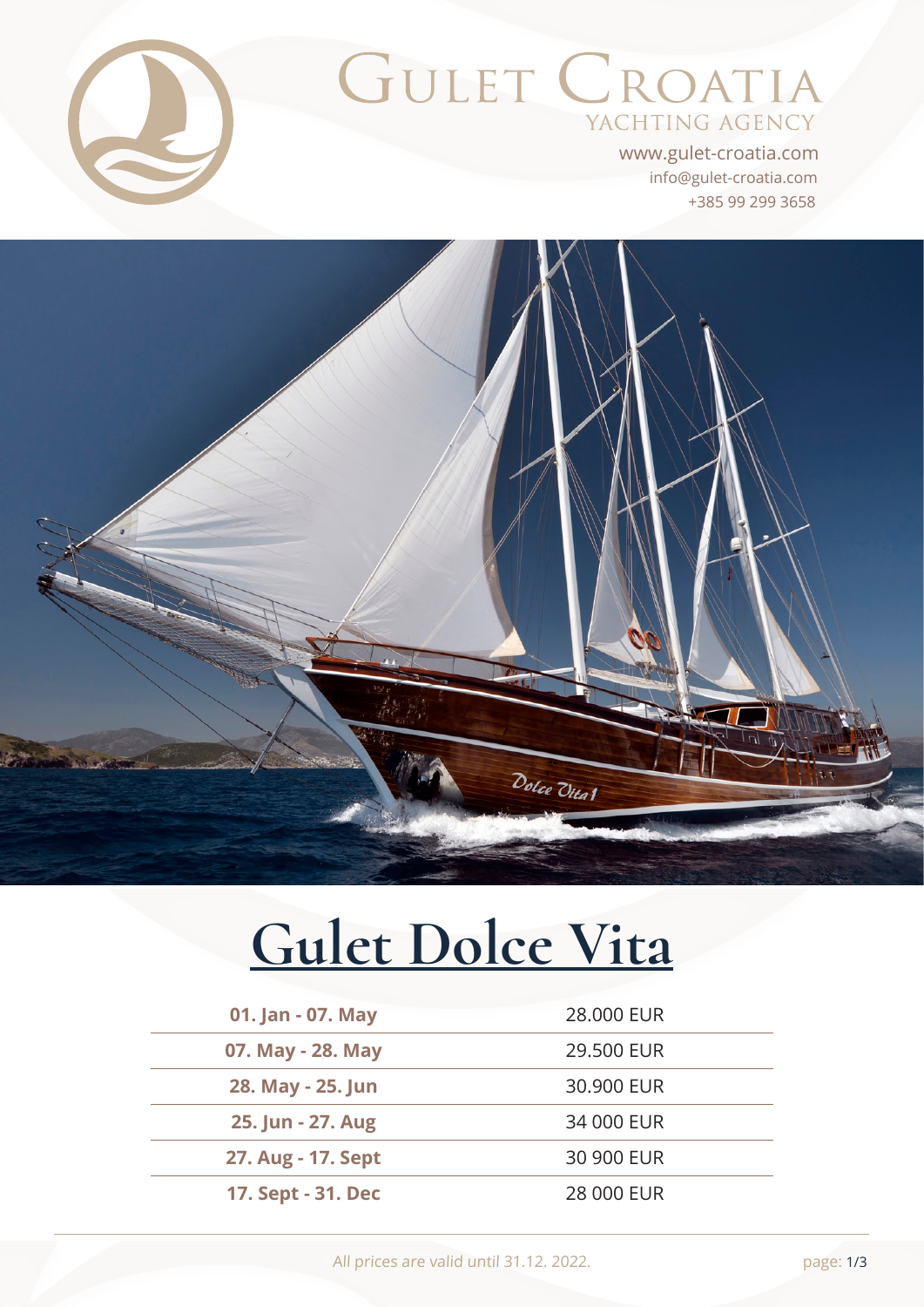# GULET CROATIA

YACHTING AGENCY

www.gulet-croatia.com

info@gulet-croatia.com

+385 99 299 3658

# Gulet Dolce Vita

| | |
|---|---|
| **01. Jan - 07. May** | 28.000 EUR |
| **07. May - 28. May** | 29.500 EUR |
| **28. May - 25. Jun** | 30.900 EUR |
| **25. Jun - 27. Aug** | 34 000 EUR |
| **27. Aug - 17. Sept** | 30 900 EUR |
| **17. Sept - 31. Dec** | 28 000 EUR |

All prices are valid until 31.12. 2022.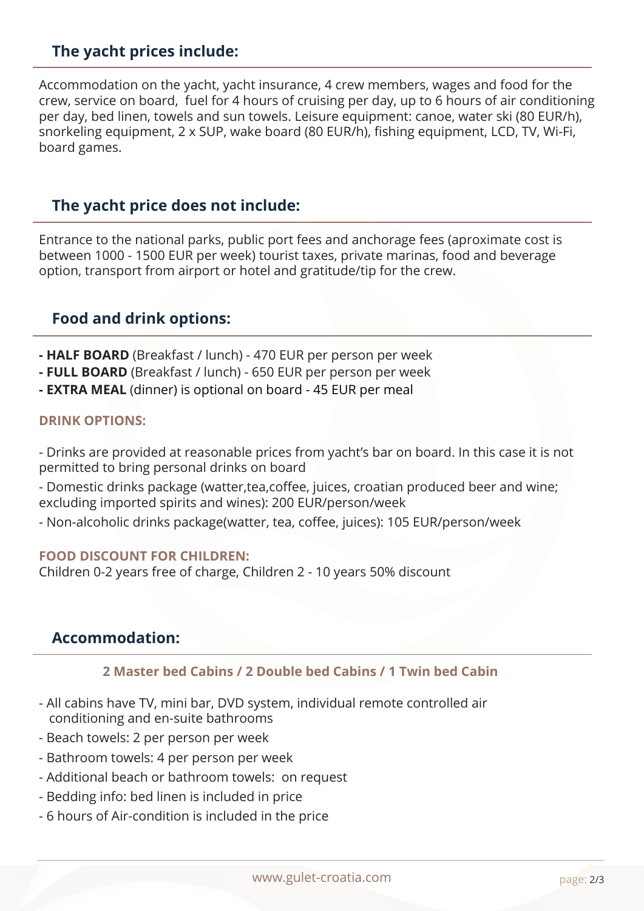## The yacht prices include:

Accommodation on the yacht, yacht insurance, 4 crew members, wages and food for the crew, service on board, fuel for 4 hours of cruising per day, up to 6 hours of air conditioning per day, bed linen, towels and sun towels. Leisure equipment: canoe, water ski (80 EUR/h), snorkeling equipment, 2 x SUP, wake board (80 EUR/h), fishing equipment, LCD, TV, Wi-Fi, board games.

## The yacht price does not include:

Entrance to the national parks, public port fees and anchorage fees (aproximate cost is between 1000 - 1500 EUR per week) tourist taxes, private marinas, food and beverage option, transport from airport or hotel and gratitude/tip for the crew.

## Food and drink options:

- **HALF BOARD** (Breakfast / lunch) - 470 EUR per person per week
- **FULL BOARD** (Breakfast / lunch) - 650 EUR per person per week
- **EXTRA MEAL** (dinner) is optional on board - 45 EUR per meal

### DRINK OPTIONS:

- Drinks are provided at reasonable prices from yacht's bar on board. In this case it is not permitted to bring personal drinks on board
- Domestic drinks package (watter,tea,coffee, juices, croatian produced beer and wine; excluding imported spirits and wines): 200 EUR/person/week
- Non-alcoholic drinks package(watter, tea, coffee, juices): 105 EUR/person/week

### FOOD DISCOUNT FOR CHILDREN:

Children 0-2 years free of charge, Children 2 - 10 years 50% discount

## Accommodation:

### 2 Master bed Cabins / 2 Double bed Cabins / 1 Twin bed Cabin

- All cabins have TV, mini bar, DVD system, individual remote controlled air conditioning and en-suite bathrooms
- Beach towels: 2 per person per week
- Bathroom towels: 4 per person per week
- Additional beach or bathroom towels: on request
- Bedding info: bed linen is included in price
- 6 hours of Air-condition is included in the price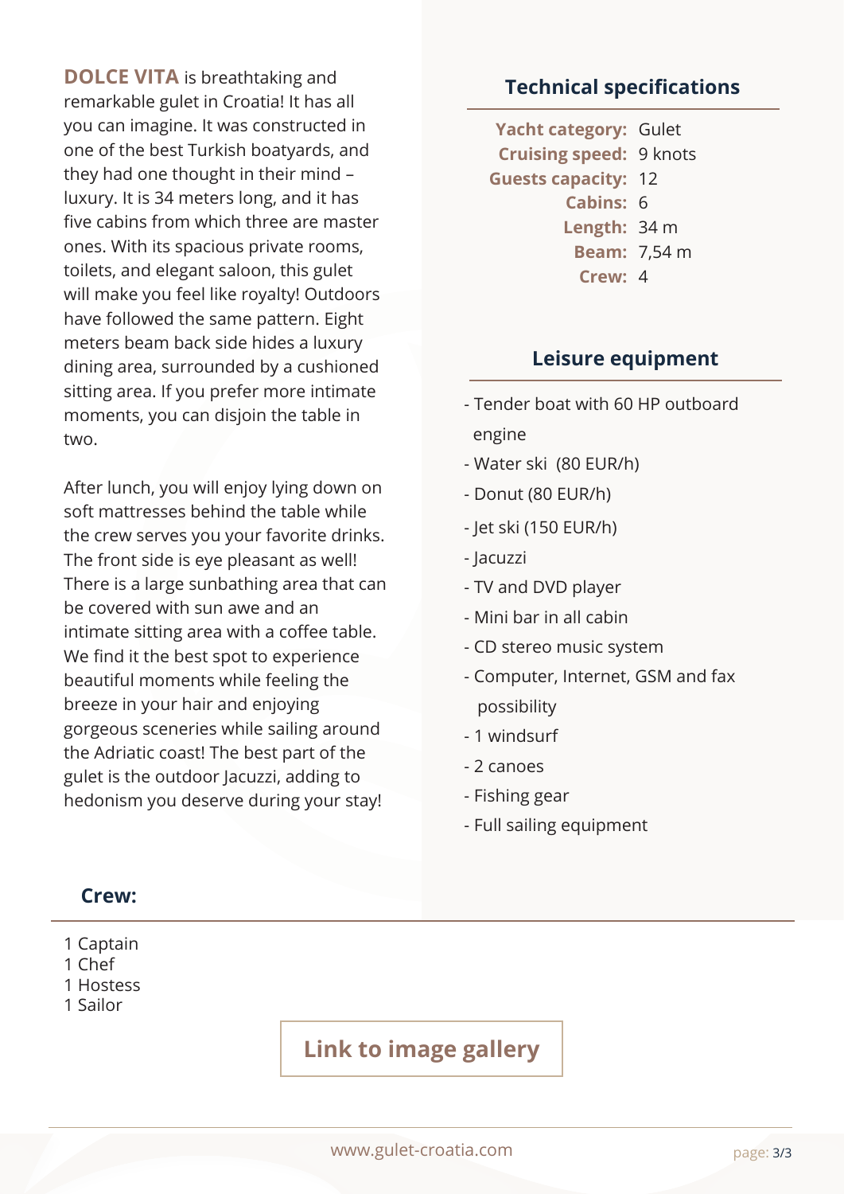**DOLCE VITA** is breathtaking and remarkable gulet in Croatia! It has all you can imagine. It was constructed in one of the best Turkish boatyards, and they had one thought in their mind – luxury. It is 34 meters long, and it has five cabins from which three are master ones. With its spacious private rooms, toilets, and elegant saloon, this gulet will make you feel like royalty! Outdoors have followed the same pattern. Eight meters beam back side hides a luxury dining area, surrounded by a cushioned sitting area. If you prefer more intimate moments, you can disjoin the table in two.

After lunch, you will enjoy lying down on soft mattresses behind the table while the crew serves you your favorite drinks. The front side is eye pleasant as well! There is a large sunbathing area that can be covered with sun awe and an intimate sitting area with a coffee table. We find it the best spot to experience beautiful moments while feeling the breeze in your hair and enjoying gorgeous sceneries while sailing around the Adriatic coast! The best part of the gulet is the outdoor Jacuzzi, adding to hedonism you deserve during your stay!

## Technical specifications

| | |
|---|---|
| **Yacht category:** | Gulet |
| **Cruising speed:** | 9 knots |
| **Guests capacity:** | 12 |
| **Cabins:** | 6 |
| **Length:** | 34 m |
| **Beam:** | 7,54 m |
| **Crew:** | 4 |

## Leisure equipment

- Tender boat with 60 HP outboard engine
- Water ski (80 EUR/h)
- Donut (80 EUR/h)
- Jet ski (150 EUR/h)
- Jacuzzi
- TV and DVD player
- Mini bar in all cabin
- CD stereo music system
- Computer, Internet, GSM and fax possibility
- 1 windsurf
- 2 canoes
- Fishing gear
- Full sailing equipment

## Crew:

1 Captain
1 Chef
1 Hostess
1 Sailor

**Link to image gallery**

www.gulet-croatia.com